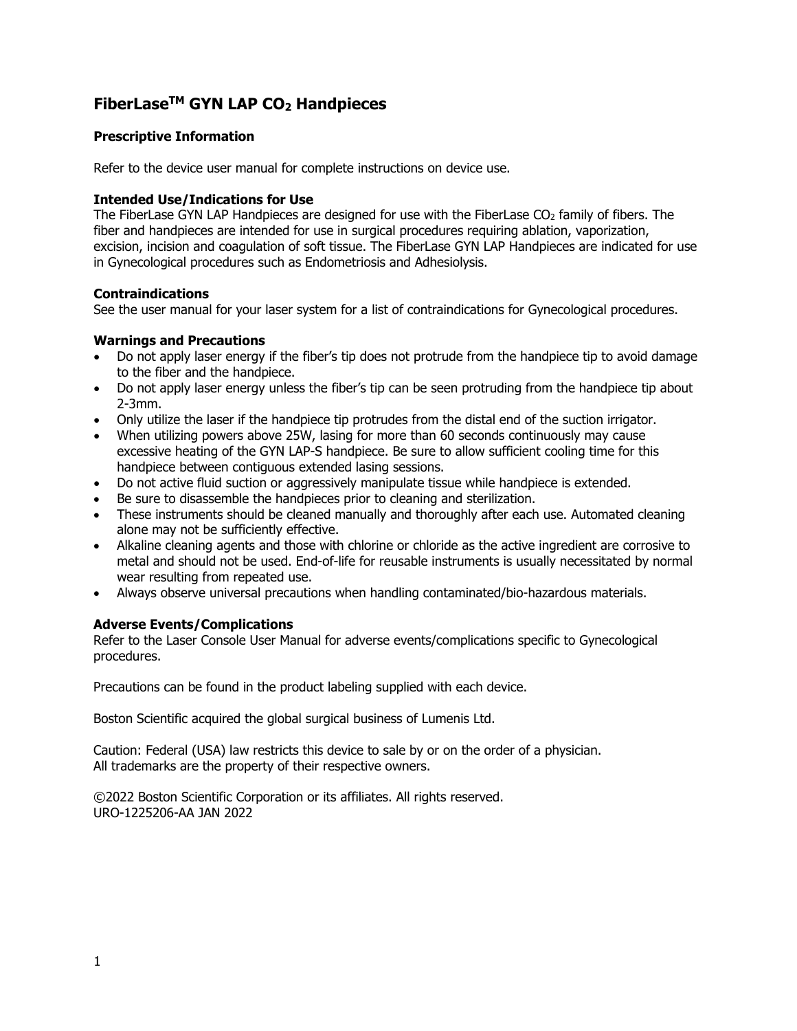# FiberLase[TM] GYN LAP $CO_2$ Handpieces

### Prescriptive Information

Refer to the device user manual for complete instructions on device use.

### Intended Use/Indications for Use

The FiberLase GYN LAP Handpieces are designed for use with the FiberLase $CO_2$ family of fibers. The fiber and handpieces are intended for use in surgical procedures requiring ablation, vaporization, excision, incision and coagulation of soft tissue. The FiberLase GYN LAP Handpieces are indicated for use in Gynecological procedures such as Endometriosis and Adhesiolysis.

### Contraindications

See the user manual for your laser system for a list of contraindications for Gynecological procedures.

### Warnings and Precautions

- Do not apply laser energy if the fiber's tip does not protrude from the handpiece tip to avoid damage to the fiber and the handpiece.
- Do not apply laser energy unless the fiber's tip can be seen protruding from the handpiece tip about 2-3mm.
- Only utilize the laser if the handpiece tip protrudes from the distal end of the suction irrigator.
- When utilizing powers above 25W, lasing for more than 60 seconds continuously may cause excessive heating of the GYN LAP-S handpiece. Be sure to allow sufficient cooling time for this handpiece between contiguous extended lasing sessions.
- Do not active fluid suction or aggressively manipulate tissue while handpiece is extended.
- Be sure to disassemble the handpieces prior to cleaning and sterilization.
- These instruments should be cleaned manually and thoroughly after each use. Automated cleaning alone may not be sufficiently effective.
- Alkaline cleaning agents and those with chlorine or chloride as the active ingredient are corrosive to metal and should not be used. End-of-life for reusable instruments is usually necessitated by normal wear resulting from repeated use.
- Always observe universal precautions when handling contaminated/bio-hazardous materials.

### Adverse Events/Complications

Refer to the Laser Console User Manual for adverse events/complications specific to Gynecological procedures.

Precautions can be found in the product labeling supplied with each device.

Boston Scientific acquired the global surgical business of Lumenis Ltd.

Caution: Federal (USA) law restricts this device to sale by or on the order of a physician.
All trademarks are the property of their respective owners.

©2022 Boston Scientific Corporation or its affiliates. All rights reserved.
URO-1225206-AA JAN 2022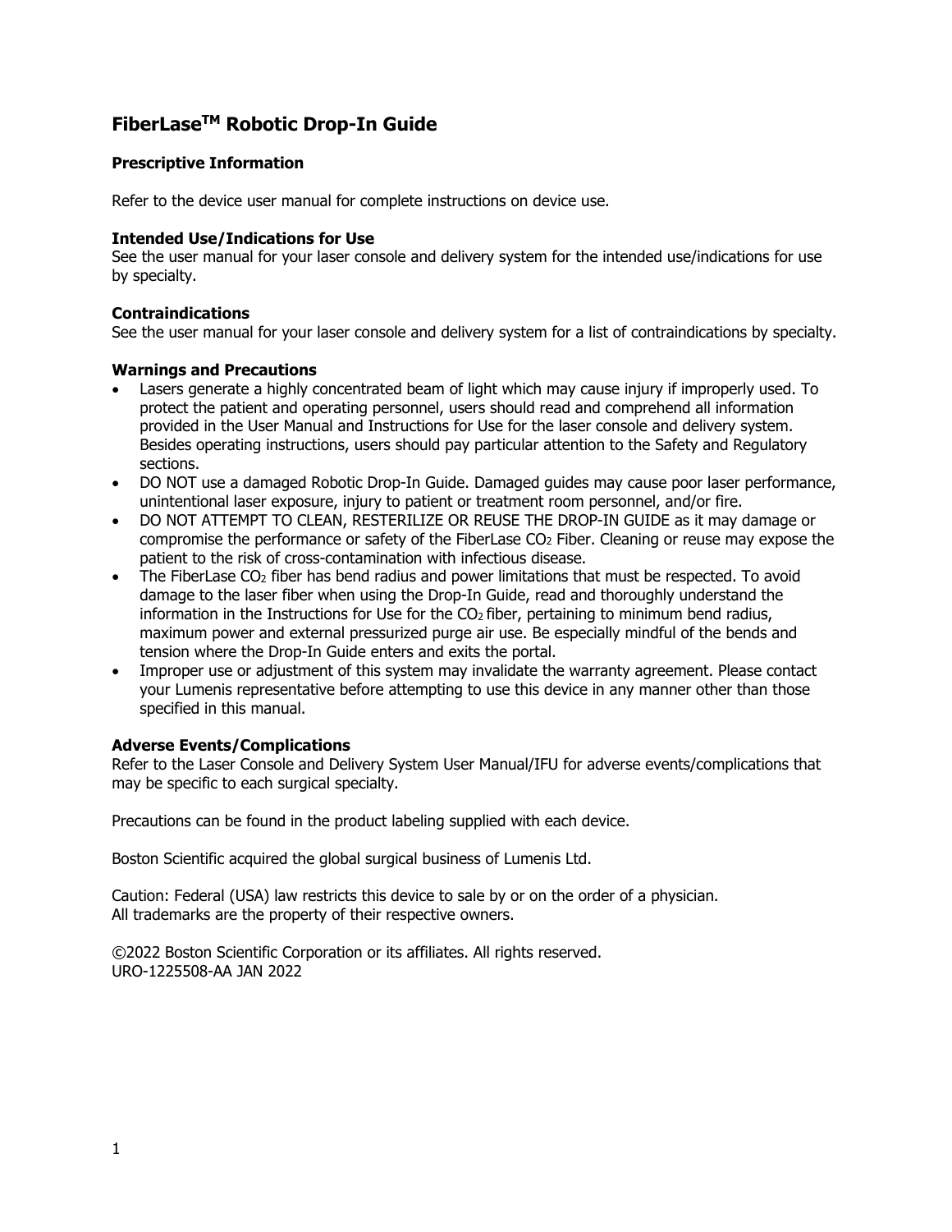# FiberLase™ Robotic Drop-In Guide

**Prescriptive Information**

Refer to the device user manual for complete instructions on device use.

**Intended Use/Indications for Use**
See the user manual for your laser console and delivery system for the intended use/indications for use by specialty.

**Contraindications**
See the user manual for your laser console and delivery system for a list of contraindications by specialty.

**Warnings and Precautions**

- Lasers generate a highly concentrated beam of light which may cause injury if improperly used. To protect the patient and operating personnel, users should read and comprehend all information provided in the User Manual and Instructions for Use for the laser console and delivery system. Besides operating instructions, users should pay particular attention to the Safety and Regulatory sections.
- DO NOT use a damaged Robotic Drop-In Guide. Damaged guides may cause poor laser performance, unintentional laser exposure, injury to patient or treatment room personnel, and/or fire.
- DO NOT ATTEMPT TO CLEAN, RESTERILIZE OR REUSE THE DROP-IN GUIDE as it may damage or compromise the performance or safety of the FiberLase $CO_2$ Fiber. Cleaning or reuse may expose the patient to the risk of cross-contamination with infectious disease.
- The FiberLase $CO_2$ fiber has bend radius and power limitations that must be respected. To avoid damage to the laser fiber when using the Drop-In Guide, read and thoroughly understand the information in the Instructions for Use for the $CO_2$ fiber, pertaining to minimum bend radius, maximum power and external pressurized purge air use. Be especially mindful of the bends and tension where the Drop-In Guide enters and exits the portal.
- Improper use or adjustment of this system may invalidate the warranty agreement. Please contact your Lumenis representative before attempting to use this device in any manner other than those specified in this manual.

**Adverse Events/Complications**
Refer to the Laser Console and Delivery System User Manual/IFU for adverse events/complications that may be specific to each surgical specialty.

Precautions can be found in the product labeling supplied with each device.

Boston Scientific acquired the global surgical business of Lumenis Ltd.

Caution: Federal (USA) law restricts this device to sale by or on the order of a physician.
All trademarks are the property of their respective owners.

©2022 Boston Scientific Corporation or its affiliates. All rights reserved.
URO-1225508-AA JAN 2022